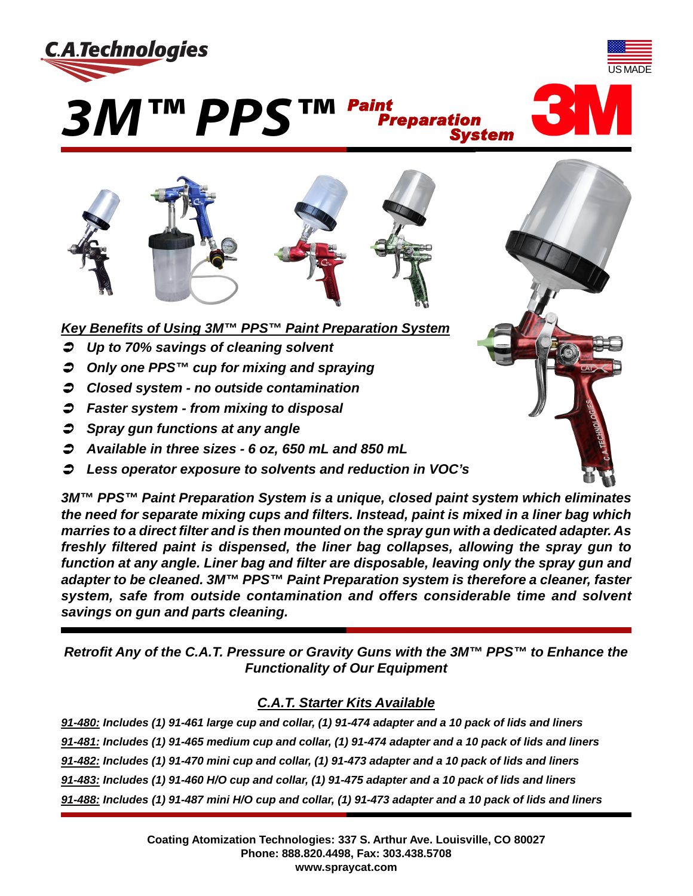C.A.Technologies

US MADE

# 3M™ PPS™ Paint Preparation System

3M

## *Key Benefits of Using 3M™ PPS™ Paint Preparation System*

- ***Up to 70% savings of cleaning solvent***
- ***Only one PPS™ cup for mixing and spraying***
- ***Closed system - no outside contamination***
- ***Faster system - from mixing to disposal***
- ***Spray gun functions at any angle***
- ***Available in three sizes - 6 oz, 650 mL and 850 mL***
- ***Less operator exposure to solvents and reduction in VOC's***

***3M™ PPS™ Paint Preparation System is a unique, closed paint system which eliminates the need for separate mixing cups and filters. Instead, paint is mixed in a liner bag which marries to a direct filter and is then mounted on the spray gun with a dedicated adapter. As freshly filtered paint is dispensed, the liner bag collapses, allowing the spray gun to function at any angle. Liner bag and filter are disposable, leaving only the spray gun and adapter to be cleaned. 3M™ PPS™ Paint Preparation system is therefore a cleaner, faster system, safe from outside contamination and offers considerable time and solvent savings on gun and parts cleaning.***

***Retrofit Any of the C.A.T. Pressure or Gravity Guns with the 3M™ PPS™ to Enhance the Functionality of Our Equipment***

## *C.A.T. Starter Kits Available*

***91-480:** Includes (1) 91-461 large cup and collar, (1) 91-474 adapter and a 10 pack of lids and liners*

***91-481:** Includes (1) 91-465 medium cup and collar, (1) 91-474 adapter and a 10 pack of lids and liners*

***91-482:** Includes (1) 91-470 mini cup and collar, (1) 91-473 adapter and a 10 pack of lids and liners*

***91-483:** Includes (1) 91-460 H/O cup and collar, (1) 91-475 adapter and a 10 pack of lids and liners*

***91-488:** Includes (1) 91-487 mini H/O cup and collar, (1) 91-473 adapter and a 10 pack of lids and liners*

**Coating Atomization Technologies: 337 S. Arthur Ave. Louisville, CO 80027**
**Phone: 888.820.4498, Fax: 303.438.5708**
**www.spraycat.com**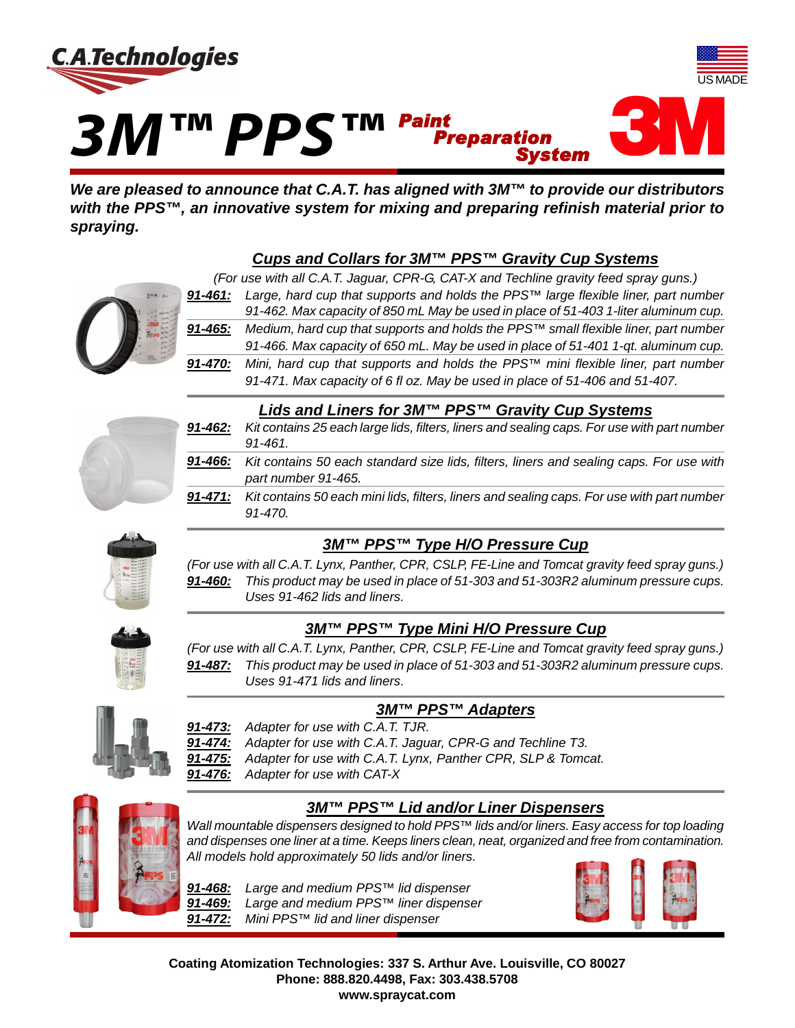C.A.Technologies

US MADE

# 3M™ PPS™ Paint Preparation System

***We are pleased to announce that C.A.T. has aligned with 3M™ to provide our distributors with the PPS™, an innovative system for mixing and preparing refinish material prior to spraying.***

## *Cups and Collars for 3M™ PPS™ Gravity Cup Systems*

*(For use with all C.A.T. Jaguar, CPR-G, CAT-X and Techline gravity feed spray guns.)*

***91-461:*** *Large, hard cup that supports and holds the PPS™ large flexible liner, part number 91-462. Max capacity of 850 mL May be used in place of 51-403 1-liter aluminum cup.*

***91-465:*** *Medium, hard cup that supports and holds the PPS™ small flexible liner, part number 91-466. Max capacity of 650 mL. May be used in place of 51-401 1-qt. aluminum cup.*

***91-470:*** *Mini, hard cup that supports and holds the PPS™ mini flexible liner, part number 91-471. Max capacity of 6 fl oz. May be used in place of 51-406 and 51-407.*

## *Lids and Liners for 3M™ PPS™ Gravity Cup Systems*

***91-462:*** *Kit contains 25 each large lids, filters, liners and sealing caps. For use with part number 91-461.*

***91-466:*** *Kit contains 50 each standard size lids, filters, liners and sealing caps. For use with part number 91-465.*

***91-471:*** *Kit contains 50 each mini lids, filters, liners and sealing caps. For use with part number 91-470.*

## *3M™ PPS™ Type H/O Pressure Cup*

*(For use with all C.A.T. Lynx, Panther, CPR, CSLP, FE-Line and Tomcat gravity feed spray guns.)*

***91-460:*** *This product may be used in place of 51-303 and 51-303R2 aluminum pressure cups. Uses 91-462 lids and liners.*

## *3M™ PPS™ Type Mini H/O Pressure Cup*

*(For use with all C.A.T. Lynx, Panther, CPR, CSLP, FE-Line and Tomcat gravity feed spray guns.)*

***91-487:*** *This product may be used in place of 51-303 and 51-303R2 aluminum pressure cups. Uses 91-471 lids and liners.*

## *3M™ PPS™ Adapters*

***91-473:*** *Adapter for use with C.A.T. TJR.*
***91-474:*** *Adapter for use with C.A.T. Jaguar, CPR-G and Techline T3.*
***91-475:*** *Adapter for use with C.A.T. Lynx, Panther CPR, SLP & Tomcat.*
***91-476:*** *Adapter for use with CAT-X*

## *3M™ PPS™ Lid and/or Liner Dispensers*

*Wall mountable dispensers designed to hold PPS™ lids and/or liners. Easy access for top loading and dispenses one liner at a time. Keeps liners clean, neat, organized and free from contamination. All models hold approximately 50 lids and/or liners.*

***91-468:*** *Large and medium PPS™ lid dispenser*
***91-469:*** *Large and medium PPS™ liner dispenser*
***91-472:*** *Mini PPS™ lid and liner dispenser*

**Coating Atomization Technologies: 337 S. Arthur Ave. Louisville, CO 80027**
**Phone: 888.820.4498, Fax: 303.438.5708**
**www.spraycat.com**